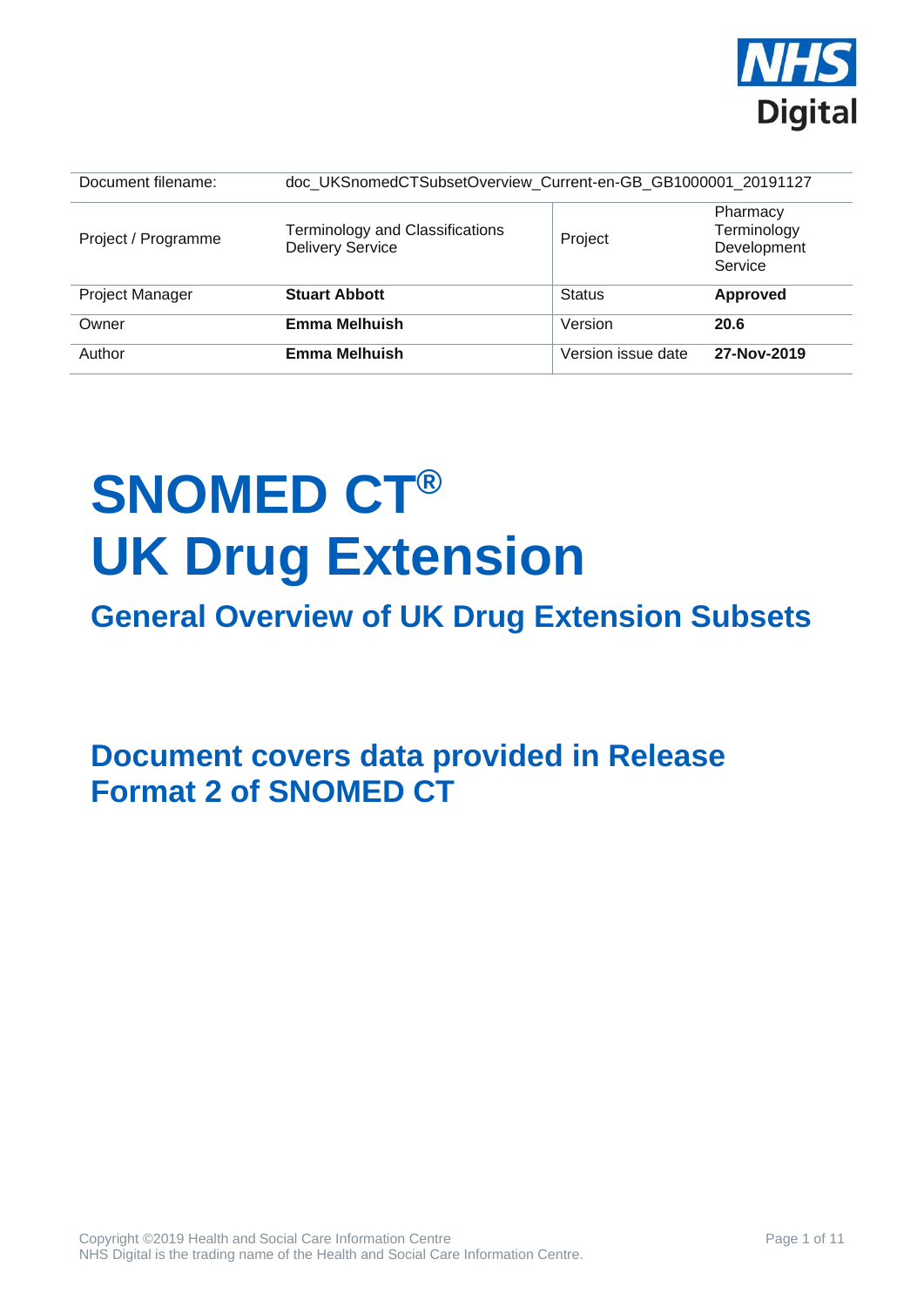| Document filename: | doc_UKSnomedCTSubsetOverview_Current-en-GB_GB1000001_20191127 | | |
|---|---|---|---|
| Project / Programme | Terminology and Classifications Delivery Service | Project | Pharmacy Terminology Development Service |
| Project Manager | **Stuart Abbott** | Status | **Approved** |
| Owner | **Emma Melhuish** | Version | **20.6** |
| Author | **Emma Melhuish** | Version issue date | **27-Nov-2019** |

# SNOMED CT® UK Drug Extension

## General Overview of UK Drug Extension Subsets

## Document covers data provided in Release Format 2 of SNOMED CT

Copyright ©2019 Health and Social Care Information Centre
NHS Digital is the trading name of the Health and Social Care Information Centre.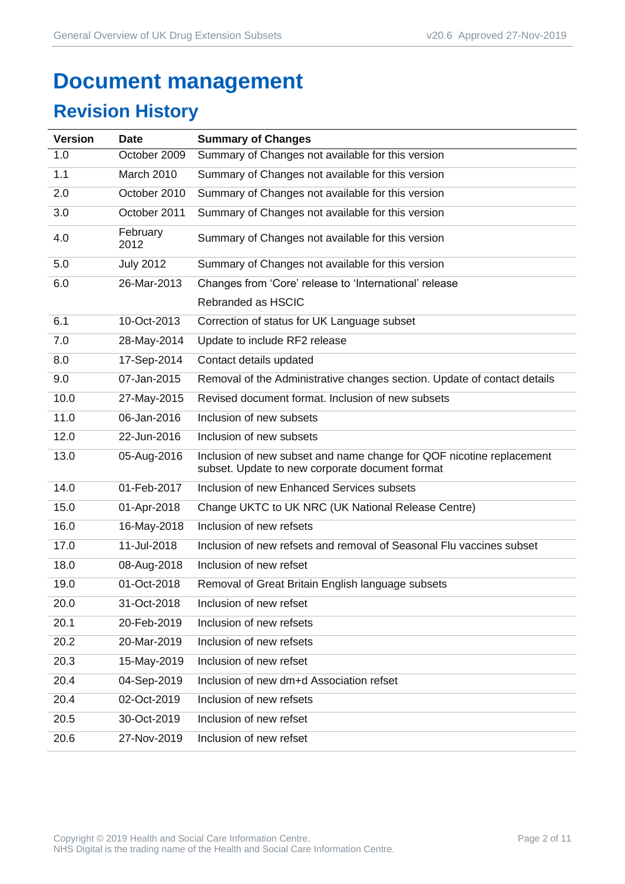# Document management

## Revision History

| Version | Date | Summary of Changes |
|---|---|---|
| 1.0 | October 2009 | Summary of Changes not available for this version |
| 1.1 | March 2010 | Summary of Changes not available for this version |
| 2.0 | October 2010 | Summary of Changes not available for this version |
| 3.0 | October 2011 | Summary of Changes not available for this version |
| 4.0 | February 2012 | Summary of Changes not available for this version |
| 5.0 | July 2012 | Summary of Changes not available for this version |
| 6.0 | 26-Mar-2013 | Changes from 'Core' release to 'International' release<br>Rebranded as HSCIC |
| 6.1 | 10-Oct-2013 | Correction of status for UK Language subset |
| 7.0 | 28-May-2014 | Update to include RF2 release |
| 8.0 | 17-Sep-2014 | Contact details updated |
| 9.0 | 07-Jan-2015 | Removal of the Administrative changes section. Update of contact details |
| 10.0 | 27-May-2015 | Revised document format. Inclusion of new subsets |
| 11.0 | 06-Jan-2016 | Inclusion of new subsets |
| 12.0 | 22-Jun-2016 | Inclusion of new subsets |
| 13.0 | 05-Aug-2016 | Inclusion of new subset and name change for QOF nicotine replacement subset. Update to new corporate document format |
| 14.0 | 01-Feb-2017 | Inclusion of new Enhanced Services subsets |
| 15.0 | 01-Apr-2018 | Change UKTC to UK NRC (UK National Release Centre) |
| 16.0 | 16-May-2018 | Inclusion of new refsets |
| 17.0 | 11-Jul-2018 | Inclusion of new refsets and removal of Seasonal Flu vaccines subset |
| 18.0 | 08-Aug-2018 | Inclusion of new refset |
| 19.0 | 01-Oct-2018 | Removal of Great Britain English language subsets |
| 20.0 | 31-Oct-2018 | Inclusion of new refset |
| 20.1 | 20-Feb-2019 | Inclusion of new refsets |
| 20.2 | 20-Mar-2019 | Inclusion of new refsets |
| 20.3 | 15-May-2019 | Inclusion of new refset |
| 20.4 | 04-Sep-2019 | Inclusion of new dm+d Association refset |
| 20.4 | 02-Oct-2019 | Inclusion of new refsets |
| 20.5 | 30-Oct-2019 | Inclusion of new refset |
| 20.6 | 27-Nov-2019 | Inclusion of new refset |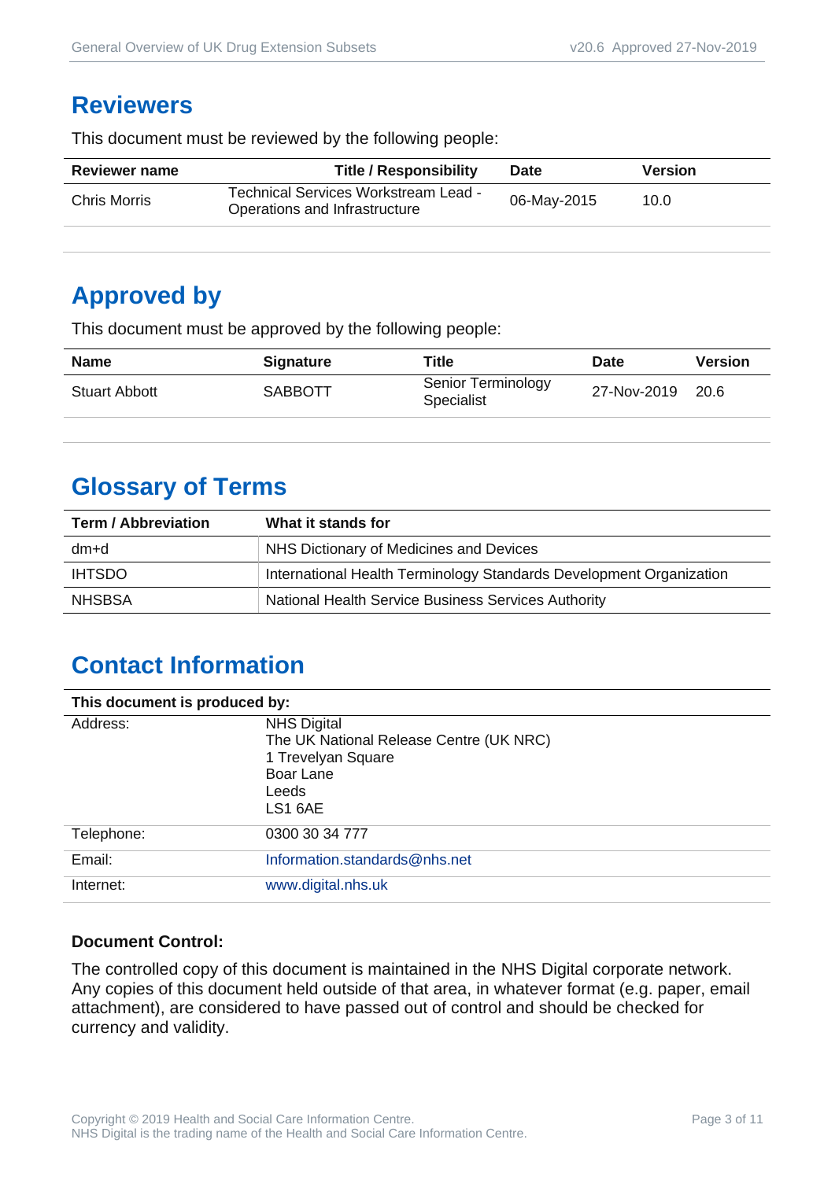## Reviewers

This document must be reviewed by the following people:

| Reviewer name | Title / Responsibility | Date | Version |
|---|---|---|---|
| Chris Morris | Technical Services Workstream Lead - Operations and Infrastructure | 06-May-2015 | 10.0 |

## Approved by

This document must be approved by the following people:

| Name | Signature | Title | Date | Version |
|---|---|---|---|---|
| Stuart Abbott | SABBOTT | Senior Terminology Specialist | 27-Nov-2019 | 20.6 |

## Glossary of Terms

| Term / Abbreviation | What it stands for |
|---|---|
| dm+d | NHS Dictionary of Medicines and Devices |
| IHTSDO | International Health Terminology Standards Development Organization |
| NHSBSA | National Health Service Business Services Authority |

## Contact Information

| This document is produced by: | |
|---|---|
| Address: | NHS Digital<br>The UK National Release Centre (UK NRC)<br>1 Trevelyan Square<br>Boar Lane<br>Leeds<br>LS1 6AE |
| Telephone: | 0300 30 34 777 |
| Email: | Information.standards@nhs.net |
| Internet: | www.digital.nhs.uk |

**Document Control:**

The controlled copy of this document is maintained in the NHS Digital corporate network. Any copies of this document held outside of that area, in whatever format (e.g. paper, email attachment), are considered to have passed out of control and should be checked for currency and validity.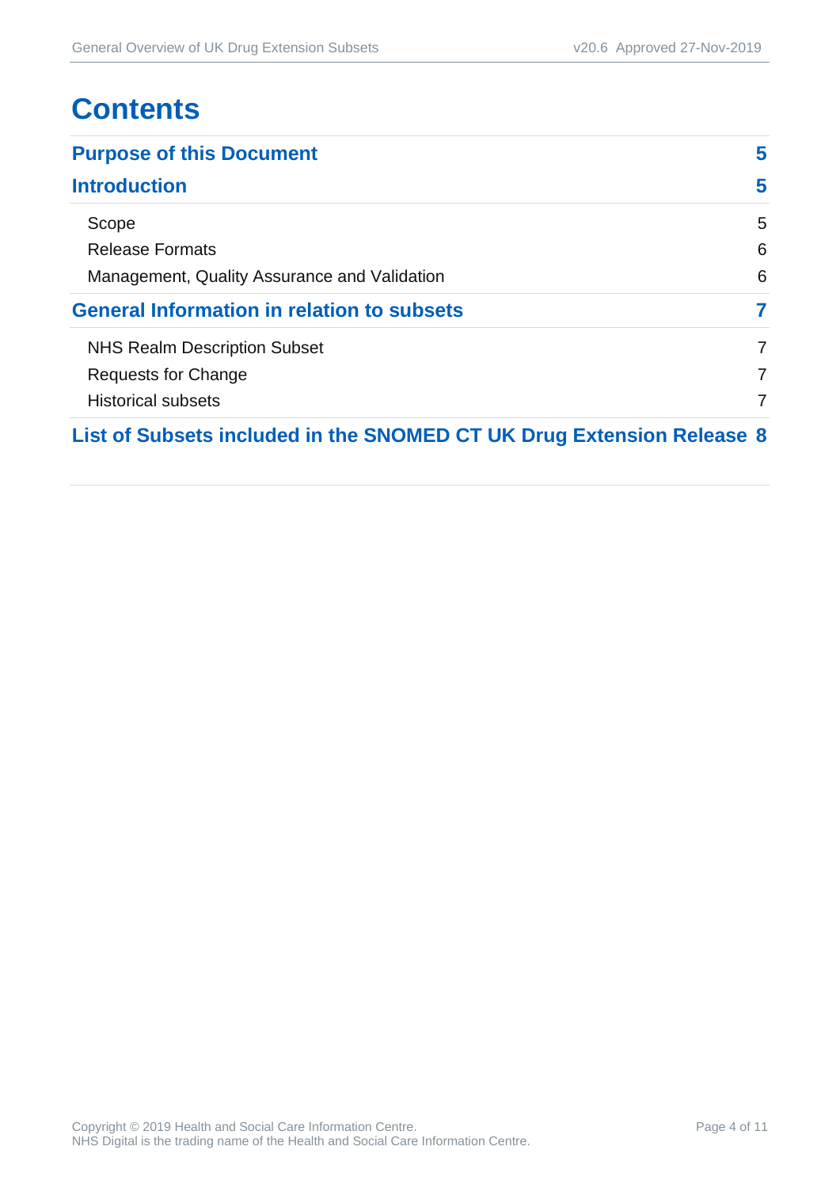# Contents

**Purpose of this Document** 5

**Introduction** 5

- Scope 5
- Release Formats 6
- Management, Quality Assurance and Validation 6

**General Information in relation to subsets** 7

- NHS Realm Description Subset 7
- Requests for Change 7
- Historical subsets 7

**List of Subsets included in the SNOMED CT UK Drug Extension Release** 8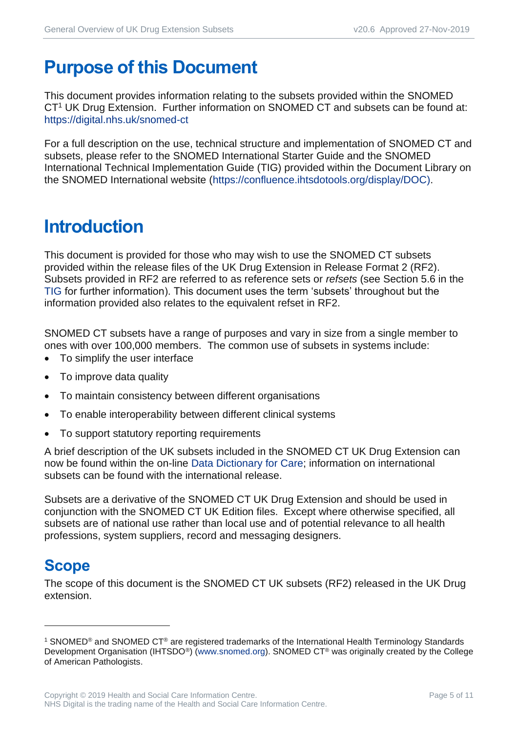# Purpose of this Document

This document provides information relating to the subsets provided within the SNOMED CT[1] UK Drug Extension. Further information on SNOMED CT and subsets can be found at: https://digital.nhs.uk/snomed-ct

For a full description on the use, technical structure and implementation of SNOMED CT and subsets, please refer to the SNOMED International Starter Guide and the SNOMED International Technical Implementation Guide (TIG) provided within the Document Library on the SNOMED International website (https://confluence.ihtsdotools.org/display/DOC).

# Introduction

This document is provided for those who may wish to use the SNOMED CT subsets provided within the release files of the UK Drug Extension in Release Format 2 (RF2). Subsets provided in RF2 are referred to as reference sets or *refsets* (see Section 5.6 in the TIG for further information). This document uses the term 'subsets' throughout but the information provided also relates to the equivalent refset in RF2.

SNOMED CT subsets have a range of purposes and vary in size from a single member to ones with over 100,000 members. The common use of subsets in systems include:

- To simplify the user interface
- To improve data quality
- To maintain consistency between different organisations
- To enable interoperability between different clinical systems
- To support statutory reporting requirements

A brief description of the UK subsets included in the SNOMED CT UK Drug Extension can now be found within the on-line Data Dictionary for Care; information on international subsets can be found with the international release.

Subsets are a derivative of the SNOMED CT UK Drug Extension and should be used in conjunction with the SNOMED CT UK Edition files. Except where otherwise specified, all subsets are of national use rather than local use and of potential relevance to all health professions, system suppliers, record and messaging designers.

## Scope

The scope of this document is the SNOMED CT UK subsets (RF2) released in the UK Drug extension.

---

[1] SNOMED® and SNOMED CT® are registered trademarks of the International Health Terminology Standards Development Organisation (IHTSDO®) (www.snomed.org). SNOMED CT® was originally created by the College of American Pathologists.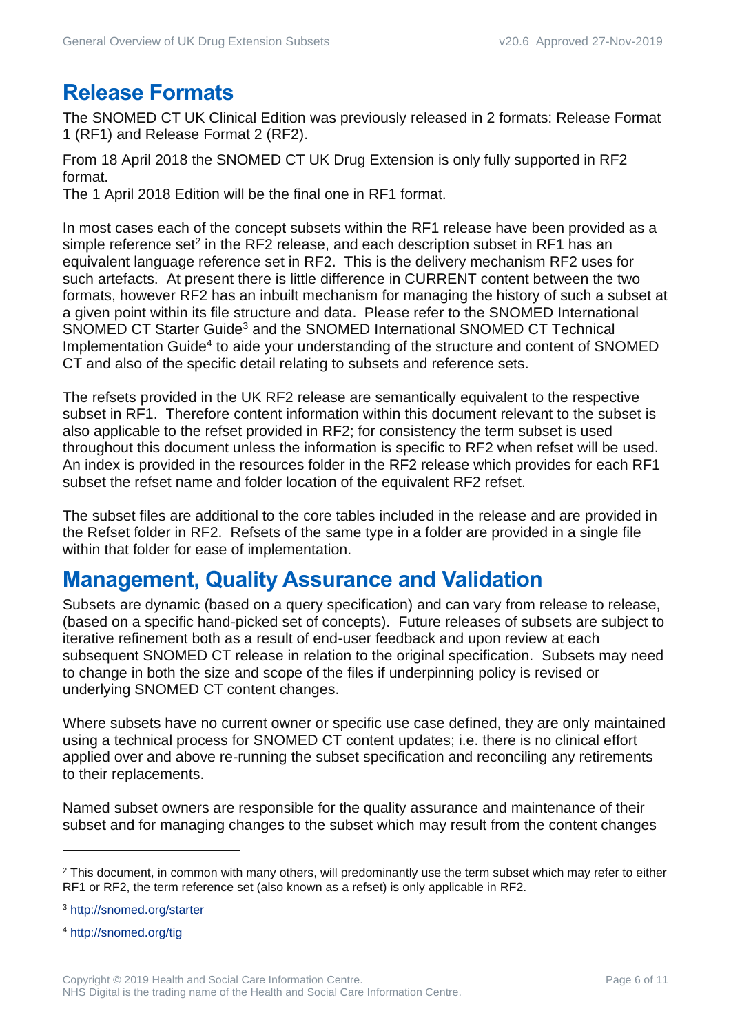## Release Formats

The SNOMED CT UK Clinical Edition was previously released in 2 formats: Release Format 1 (RF1) and Release Format 2 (RF2).

From 18 April 2018 the SNOMED CT UK Drug Extension is only fully supported in RF2 format.
The 1 April 2018 Edition will be the final one in RF1 format.

In most cases each of the concept subsets within the RF1 release have been provided as a simple reference set[2] in the RF2 release, and each description subset in RF1 has an equivalent language reference set in RF2. This is the delivery mechanism RF2 uses for such artefacts. At present there is little difference in CURRENT content between the two formats, however RF2 has an inbuilt mechanism for managing the history of such a subset at a given point within its file structure and data. Please refer to the SNOMED International SNOMED CT Starter Guide[3] and the SNOMED International SNOMED CT Technical Implementation Guide[4] to aide your understanding of the structure and content of SNOMED CT and also of the specific detail relating to subsets and reference sets.

The refsets provided in the UK RF2 release are semantically equivalent to the respective subset in RF1. Therefore content information within this document relevant to the subset is also applicable to the refset provided in RF2; for consistency the term subset is used throughout this document unless the information is specific to RF2 when refset will be used. An index is provided in the resources folder in the RF2 release which provides for each RF1 subset the refset name and folder location of the equivalent RF2 refset.

The subset files are additional to the core tables included in the release and are provided in the Refset folder in RF2. Refsets of the same type in a folder are provided in a single file within that folder for ease of implementation.

## Management, Quality Assurance and Validation

Subsets are dynamic (based on a query specification) and can vary from release to release, (based on a specific hand-picked set of concepts). Future releases of subsets are subject to iterative refinement both as a result of end-user feedback and upon review at each subsequent SNOMED CT release in relation to the original specification. Subsets may need to change in both the size and scope of the files if underpinning policy is revised or underlying SNOMED CT content changes.

Where subsets have no current owner or specific use case defined, they are only maintained using a technical process for SNOMED CT content updates; i.e. there is no clinical effort applied over and above re-running the subset specification and reconciling any retirements to their replacements.

Named subset owners are responsible for the quality assurance and maintenance of their subset and for managing changes to the subset which may result from the content changes

---

[2] This document, in common with many others, will predominantly use the term subset which may refer to either RF1 or RF2, the term reference set (also known as a refset) is only applicable in RF2.

[3] http://snomed.org/starter

[4] http://snomed.org/tig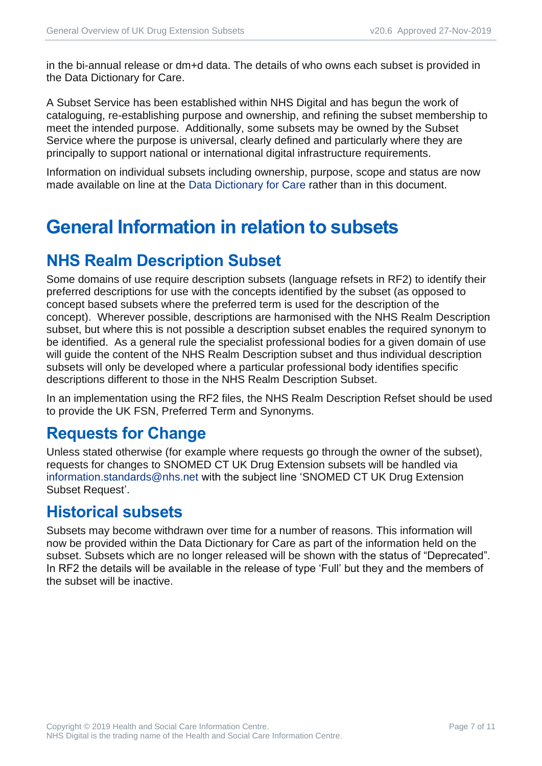in the bi-annual release or dm+d data. The details of who owns each subset is provided in the Data Dictionary for Care.

A Subset Service has been established within NHS Digital and has begun the work of cataloguing, re-establishing purpose and ownership, and refining the subset membership to meet the intended purpose. Additionally, some subsets may be owned by the Subset Service where the purpose is universal, clearly defined and particularly where they are principally to support national or international digital infrastructure requirements.

Information on individual subsets including ownership, purpose, scope and status are now made available on line at the Data Dictionary for Care rather than in this document.

# General Information in relation to subsets

## NHS Realm Description Subset

Some domains of use require description subsets (language refsets in RF2) to identify their preferred descriptions for use with the concepts identified by the subset (as opposed to concept based subsets where the preferred term is used for the description of the concept). Wherever possible, descriptions are harmonised with the NHS Realm Description subset, but where this is not possible a description subset enables the required synonym to be identified. As a general rule the specialist professional bodies for a given domain of use will guide the content of the NHS Realm Description subset and thus individual description subsets will only be developed where a particular professional body identifies specific descriptions different to those in the NHS Realm Description Subset.

In an implementation using the RF2 files, the NHS Realm Description Refset should be used to provide the UK FSN, Preferred Term and Synonyms.

## Requests for Change

Unless stated otherwise (for example where requests go through the owner of the subset), requests for changes to SNOMED CT UK Drug Extension subsets will be handled via information.standards@nhs.net with the subject line 'SNOMED CT UK Drug Extension Subset Request'.

## Historical subsets

Subsets may become withdrawn over time for a number of reasons. This information will now be provided within the Data Dictionary for Care as part of the information held on the subset. Subsets which are no longer released will be shown with the status of "Deprecated". In RF2 the details will be available in the release of type 'Full' but they and the members of the subset will be inactive.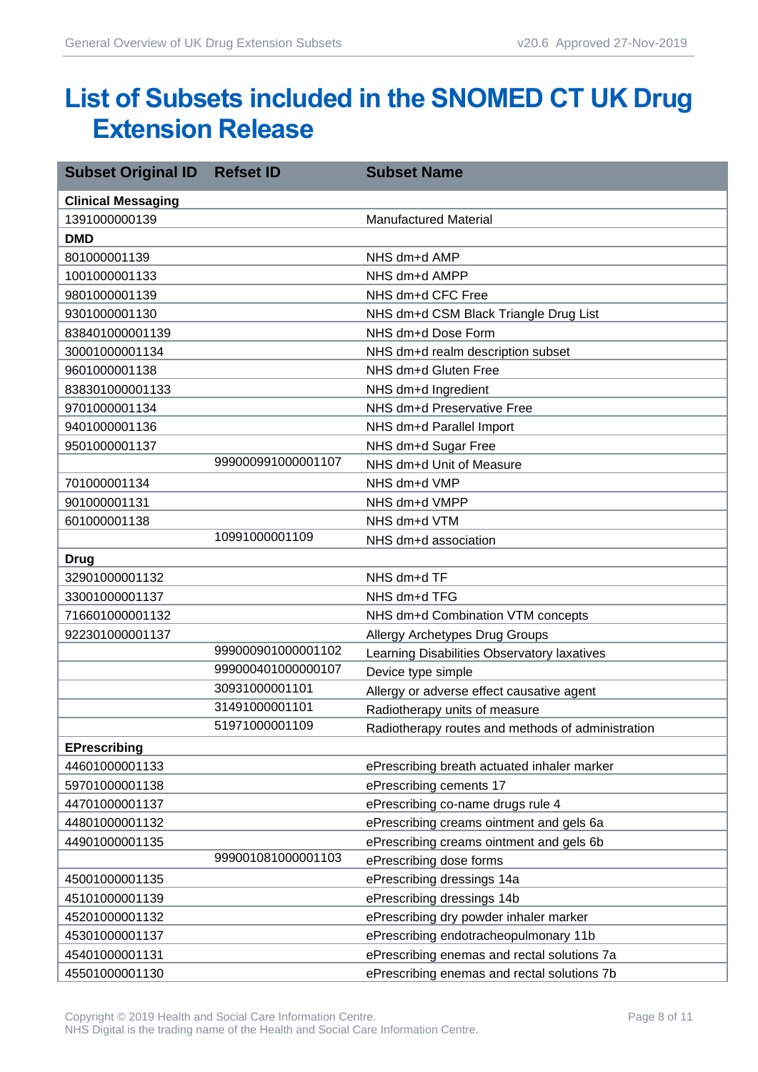# List of Subsets included in the SNOMED CT UK Drug Extension Release

| Subset Original ID | Refset ID | Subset Name |
|---|---|---|
| **Clinical Messaging** | | |
| 1391000000139 | | Manufactured Material |
| **DMD** | | |
| 801000001139 | | NHS dm+d AMP |
| 1001000001133 | | NHS dm+d AMPP |
| 9801000001139 | | NHS dm+d CFC Free |
| 9301000001130 | | NHS dm+d CSM Black Triangle Drug List |
| 838401000001139 | | NHS dm+d Dose Form |
| 30001000001134 | | NHS dm+d realm description subset |
| 9601000001138 | | NHS dm+d Gluten Free |
| 838301000001133 | | NHS dm+d Ingredient |
| 9701000001134 | | NHS dm+d Preservative Free |
| 9401000001136 | | NHS dm+d Parallel Import |
| 9501000001137 | | NHS dm+d Sugar Free |
| | 999000991000001107 | NHS dm+d Unit of Measure |
| 701000001134 | | NHS dm+d VMP |
| 901000001131 | | NHS dm+d VMPP |
| 601000001138 | | NHS dm+d VTM |
| | 10991000001109 | NHS dm+d association |
| **Drug** | | |
| 32901000001132 | | NHS dm+d TF |
| 33001000001137 | | NHS dm+d TFG |
| 716601000001132 | | NHS dm+d Combination VTM concepts |
| 922301000001137 | | Allergy Archetypes Drug Groups |
| | 999000901000001102 | Learning Disabilities Observatory laxatives |
| | 999000401000000107 | Device type simple |
| | 30931000001101 | Allergy or adverse effect causative agent |
| | 31491000001101 | Radiotherapy units of measure |
| | 51971000001109 | Radiotherapy routes and methods of administration |
| **EPrescribing** | | |
| 44601000001133 | | ePrescribing breath actuated inhaler marker |
| 59701000001138 | | ePrescribing cements 17 |
| 44701000001137 | | ePrescribing co-name drugs rule 4 |
| 44801000001132 | | ePrescribing creams ointment and gels 6a |
| 44901000001135 | | ePrescribing creams ointment and gels 6b |
| | 999001081000001103 | ePrescribing dose forms |
| 45001000001135 | | ePrescribing dressings 14a |
| 45101000001139 | | ePrescribing dressings 14b |
| 45201000001132 | | ePrescribing dry powder inhaler marker |
| 45301000001137 | | ePrescribing endotracheopulmonary 11b |
| 45401000001131 | | ePrescribing enemas and rectal solutions 7a |
| 45501000001130 | | ePrescribing enemas and rectal solutions 7b |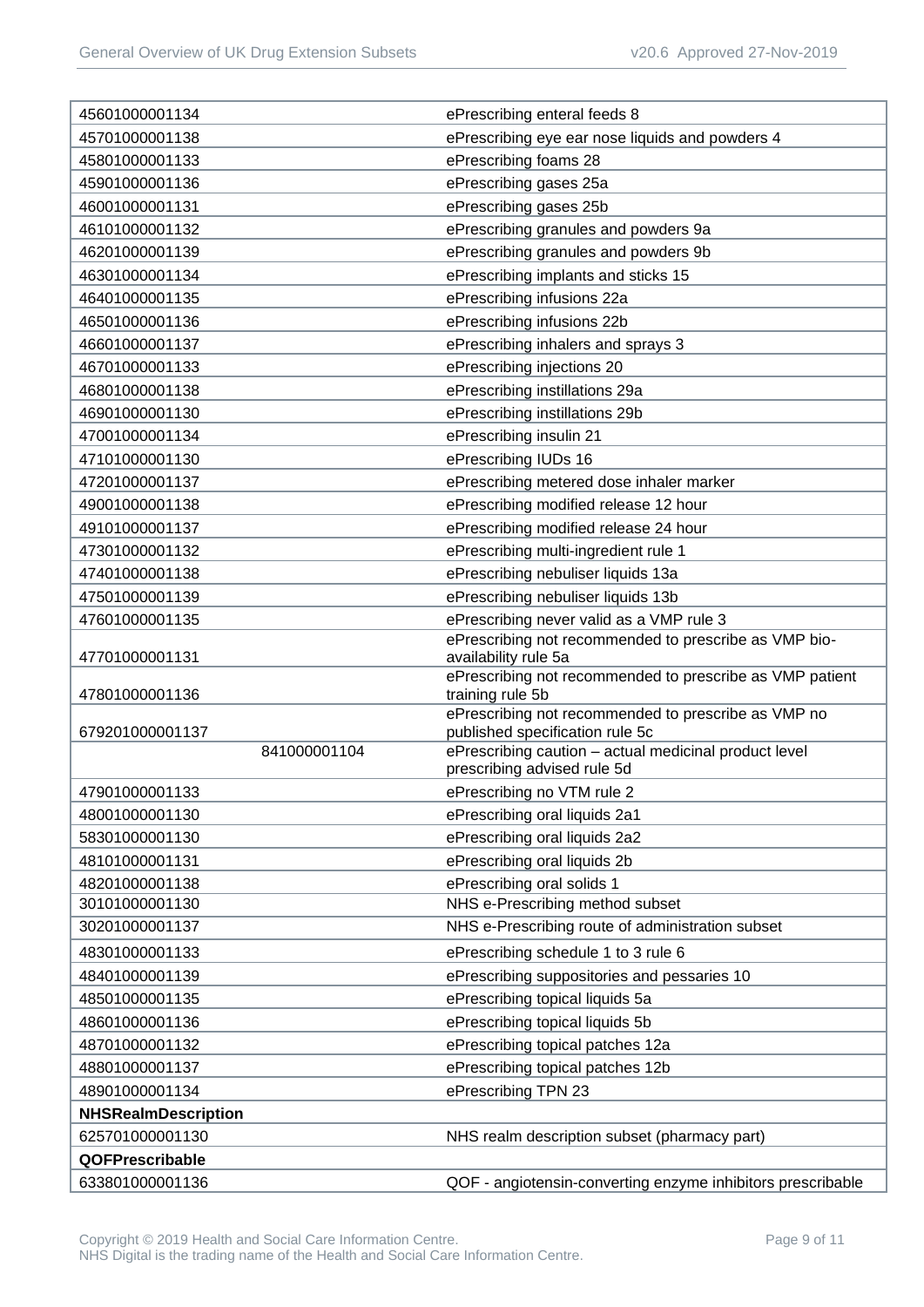| | |
|---|---|
| 45601000001134 | ePrescribing enteral feeds 8 |
| 45701000001138 | ePrescribing eye ear nose liquids and powders 4 |
| 45801000001133 | ePrescribing foams 28 |
| 45901000001136 | ePrescribing gases 25a |
| 46001000001131 | ePrescribing gases 25b |
| 46101000001132 | ePrescribing granules and powders 9a |
| 46201000001139 | ePrescribing granules and powders 9b |
| 46301000001134 | ePrescribing implants and sticks 15 |
| 46401000001135 | ePrescribing infusions 22a |
| 46501000001136 | ePrescribing infusions 22b |
| 46601000001137 | ePrescribing inhalers and sprays 3 |
| 46701000001133 | ePrescribing injections 20 |
| 46801000001138 | ePrescribing instillations 29a |
| 46901000001130 | ePrescribing instillations 29b |
| 47001000001134 | ePrescribing insulin 21 |
| 47101000001130 | ePrescribing IUDs 16 |
| 47201000001137 | ePrescribing metered dose inhaler marker |
| 49001000001138 | ePrescribing modified release 12 hour |
| 49101000001137 | ePrescribing modified release 24 hour |
| 47301000001132 | ePrescribing multi-ingredient rule 1 |
| 47401000001138 | ePrescribing nebuliser liquids 13a |
| 47501000001139 | ePrescribing nebuliser liquids 13b |
| 47601000001135 | ePrescribing never valid as a VMP rule 3 |
| 47701000001131 | ePrescribing not recommended to prescribe as VMP bio-availability rule 5a |
| 47801000001136 | ePrescribing not recommended to prescribe as VMP patient training rule 5b |
| 679201000001137 | ePrescribing not recommended to prescribe as VMP no published specification rule 5c |
| 841000001104 | ePrescribing caution – actual medicinal product level prescribing advised rule 5d |
| 47901000001133 | ePrescribing no VTM rule 2 |
| 48001000001130 | ePrescribing oral liquids 2a1 |
| 58301000001130 | ePrescribing oral liquids 2a2 |
| 48101000001131 | ePrescribing oral liquids 2b |
| 48201000001138 | ePrescribing oral solids 1 |
| 30101000001130 | NHS e-Prescribing method subset |
| 30201000001137 | NHS e-Prescribing route of administration subset |
| 48301000001133 | ePrescribing schedule 1 to 3 rule 6 |
| 48401000001139 | ePrescribing suppositories and pessaries 10 |
| 48501000001135 | ePrescribing topical liquids 5a |
| 48601000001136 | ePrescribing topical liquids 5b |
| 48701000001132 | ePrescribing topical patches 12a |
| 48801000001137 | ePrescribing topical patches 12b |
| 48901000001134 | ePrescribing TPN 23 |
| **NHSRealmDescription** | |
| 625701000001130 | NHS realm description subset (pharmacy part) |
| **QOFPrescribable** | |
| 633801000001136 | QOF - angiotensin-converting enzyme inhibitors prescribable |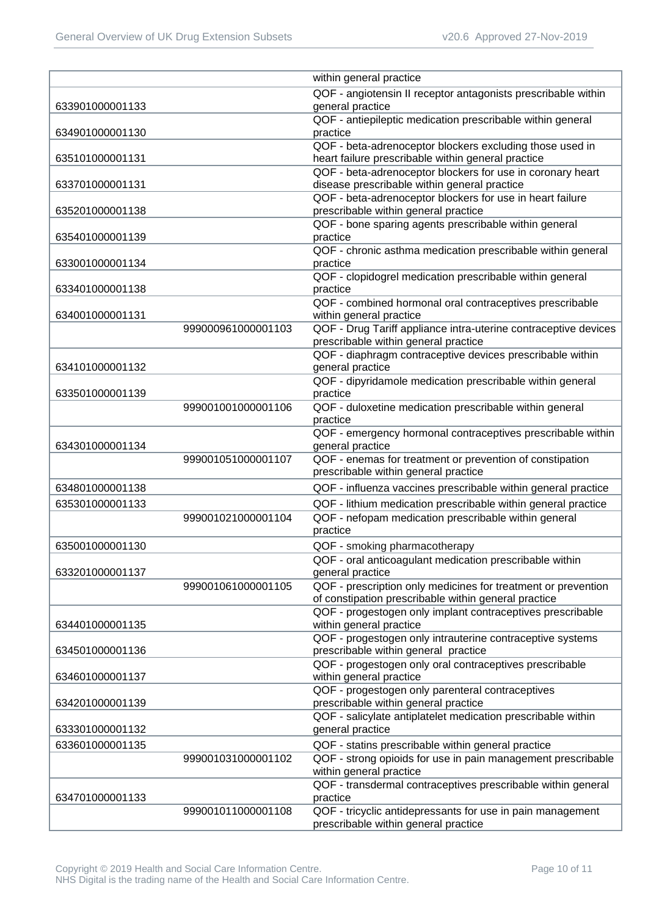| | | within general practice |
|---|---|---|
| 633901000001133 | | QOF - angiotensin II receptor antagonists prescribable within general practice |
| 634901000001130 | | QOF - antiepileptic medication prescribable within general practice |
| 635101000001131 | | QOF - beta-adrenoceptor blockers excluding those used in heart failure prescribable within general practice |
| 633701000001131 | | QOF - beta-adrenoceptor blockers for use in coronary heart disease prescribable within general practice |
| 635201000001138 | | QOF - beta-adrenoceptor blockers for use in heart failure prescribable within general practice |
| 635401000001139 | | QOF - bone sparing agents prescribable within general practice |
| 633001000001134 | | QOF - chronic asthma medication prescribable within general practice |
| 633401000001138 | | QOF - clopidogrel medication prescribable within general practice |
| 634001000001131 | | QOF - combined hormonal oral contraceptives prescribable within general practice |
| | 999000961000001103 | QOF - Drug Tariff appliance intra-uterine contraceptive devices prescribable within general practice |
| 634101000001132 | | QOF - diaphragm contraceptive devices prescribable within general practice |
| 633501000001139 | | QOF - dipyridamole medication prescribable within general practice |
| | 999001001000001106 | QOF - duloxetine medication prescribable within general practice |
| 634301000001134 | | QOF - emergency hormonal contraceptives prescribable within general practice |
| | 999001051000001107 | QOF - enemas for treatment or prevention of constipation prescribable within general practice |
| 634801000001138 | | QOF - influenza vaccines prescribable within general practice |
| 635301000001133 | | QOF - lithium medication prescribable within general practice |
| | 999001021000001104 | QOF - nefopam medication prescribable within general practice |
| 635001000001130 | | QOF - smoking pharmacotherapy |
| 633201000001137 | | QOF - oral anticoagulant medication prescribable within general practice |
| | 999001061000001105 | QOF - prescription only medicines for treatment or prevention of constipation prescribable within general practice |
| 634401000001135 | | QOF - progestogen only implant contraceptives prescribable within general practice |
| 634501000001136 | | QOF - progestogen only intrauterine contraceptive systems prescribable within general practice |
| 634601000001137 | | QOF - progestogen only oral contraceptives prescribable within general practice |
| 634201000001139 | | QOF - progestogen only parenteral contraceptives prescribable within general practice |
| 633301000001132 | | QOF - salicylate antiplatelet medication prescribable within general practice |
| 633601000001135 | | QOF - statins prescribable within general practice |
| | 999001031000001102 | QOF - strong opioids for use in pain management prescribable within general practice |
| 634701000001133 | | QOF - transdermal contraceptives prescribable within general practice |
| | 999001011000001108 | QOF - tricyclic antidepressants for use in pain management prescribable within general practice |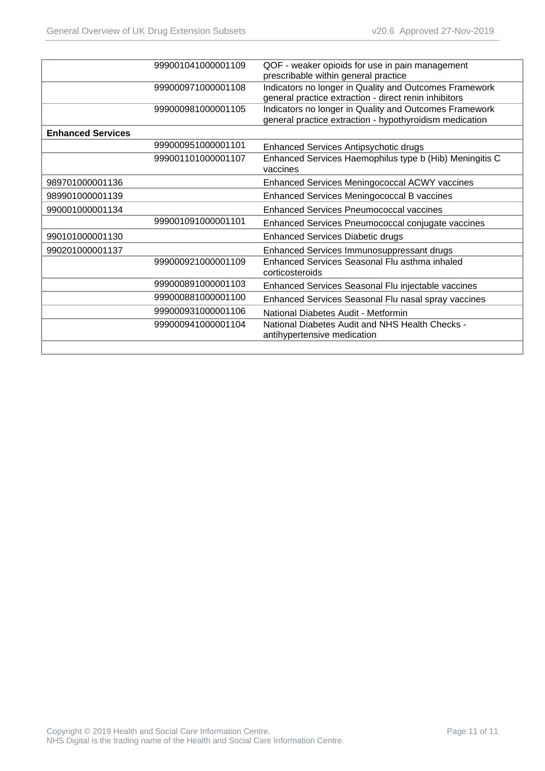| | | |
|---|---|---|
| | 999001041000001109 | QOF - weaker opioids for use in pain management prescribable within general practice |
| | 999000971000001108 | Indicators no longer in Quality and Outcomes Framework general practice extraction - direct renin inhibitors |
| | 999000981000001105 | Indicators no longer in Quality and Outcomes Framework general practice extraction - hypothyroidism medication |
| **Enhanced Services** | | |
| | 999000951000001101 | Enhanced Services Antipsychotic drugs |
| | 999001101000001107 | Enhanced Services Haemophilus type b (Hib) Meningitis C vaccines |
| 989701000001136 | | Enhanced Services Meningococcal ACWY vaccines |
| 989901000001139 | | Enhanced Services Meningococcal B vaccines |
| 990001000001134 | | Enhanced Services Pneumococcal vaccines |
| | 999001091000001101 | Enhanced Services Pneumococcal conjugate vaccines |
| 990101000001130 | | Enhanced Services Diabetic drugs |
| 990201000001137 | | Enhanced Services Immunosuppressant drugs |
| | 999000921000001109 | Enhanced Services Seasonal Flu asthma inhaled corticosteroids |
| | 999000891000001103 | Enhanced Services Seasonal Flu injectable vaccines |
| | 999000881000001100 | Enhanced Services Seasonal Flu nasal spray vaccines |
| | 999000931000001106 | National Diabetes Audit - Metformin |
| | 999000941000001104 | National Diabetes Audit and NHS Health Checks - antihypertensive medication |
| | | |

Copyright © 2019 Health and Social Care Information Centre.
NHS Digital is the trading name of the Health and Social Care Information Centre.